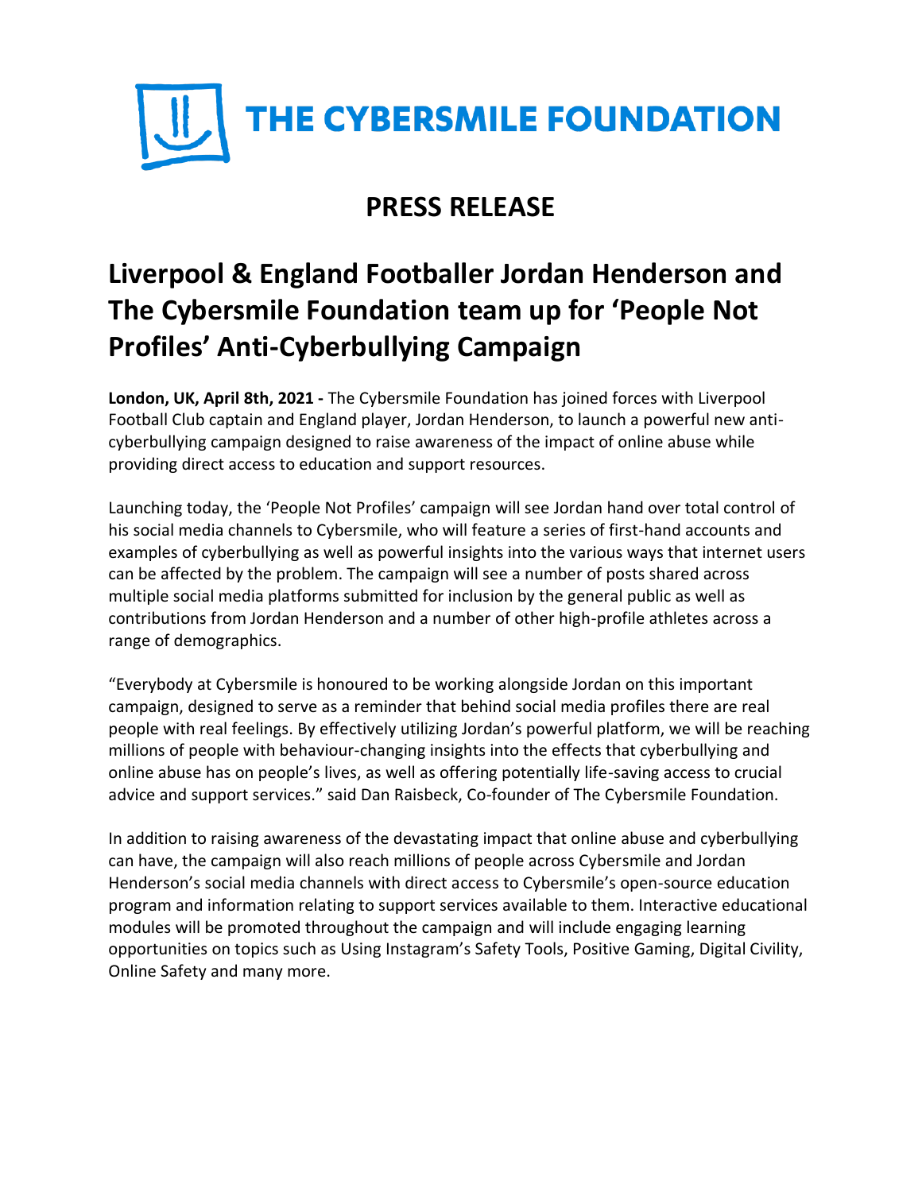# THE CYBERSMILE FOUNDATION

## PRESS RELEASE

# Liverpool & England Footballer Jordan Henderson and The Cybersmile Foundation team up for 'People Not Profiles' Anti-Cyberbullying Campaign

**London, UK, April 8th, 2021 -** The Cybersmile Foundation has joined forces with Liverpool Football Club captain and England player, Jordan Henderson, to launch a powerful new anti-cyberbullying campaign designed to raise awareness of the impact of online abuse while providing direct access to education and support resources.

Launching today, the 'People Not Profiles' campaign will see Jordan hand over total control of his social media channels to Cybersmile, who will feature a series of first-hand accounts and examples of cyberbullying as well as powerful insights into the various ways that internet users can be affected by the problem. The campaign will see a number of posts shared across multiple social media platforms submitted for inclusion by the general public as well as contributions from Jordan Henderson and a number of other high-profile athletes across a range of demographics.

"Everybody at Cybersmile is honoured to be working alongside Jordan on this important campaign, designed to serve as a reminder that behind social media profiles there are real people with real feelings. By effectively utilizing Jordan's powerful platform, we will be reaching millions of people with behaviour-changing insights into the effects that cyberbullying and online abuse has on people's lives, as well as offering potentially life-saving access to crucial advice and support services." said Dan Raisbeck, Co-founder of The Cybersmile Foundation.

In addition to raising awareness of the devastating impact that online abuse and cyberbullying can have, the campaign will also reach millions of people across Cybersmile and Jordan Henderson's social media channels with direct access to Cybersmile's open-source education program and information relating to support services available to them. Interactive educational modules will be promoted throughout the campaign and will include engaging learning opportunities on topics such as Using Instagram's Safety Tools, Positive Gaming, Digital Civility, Online Safety and many more.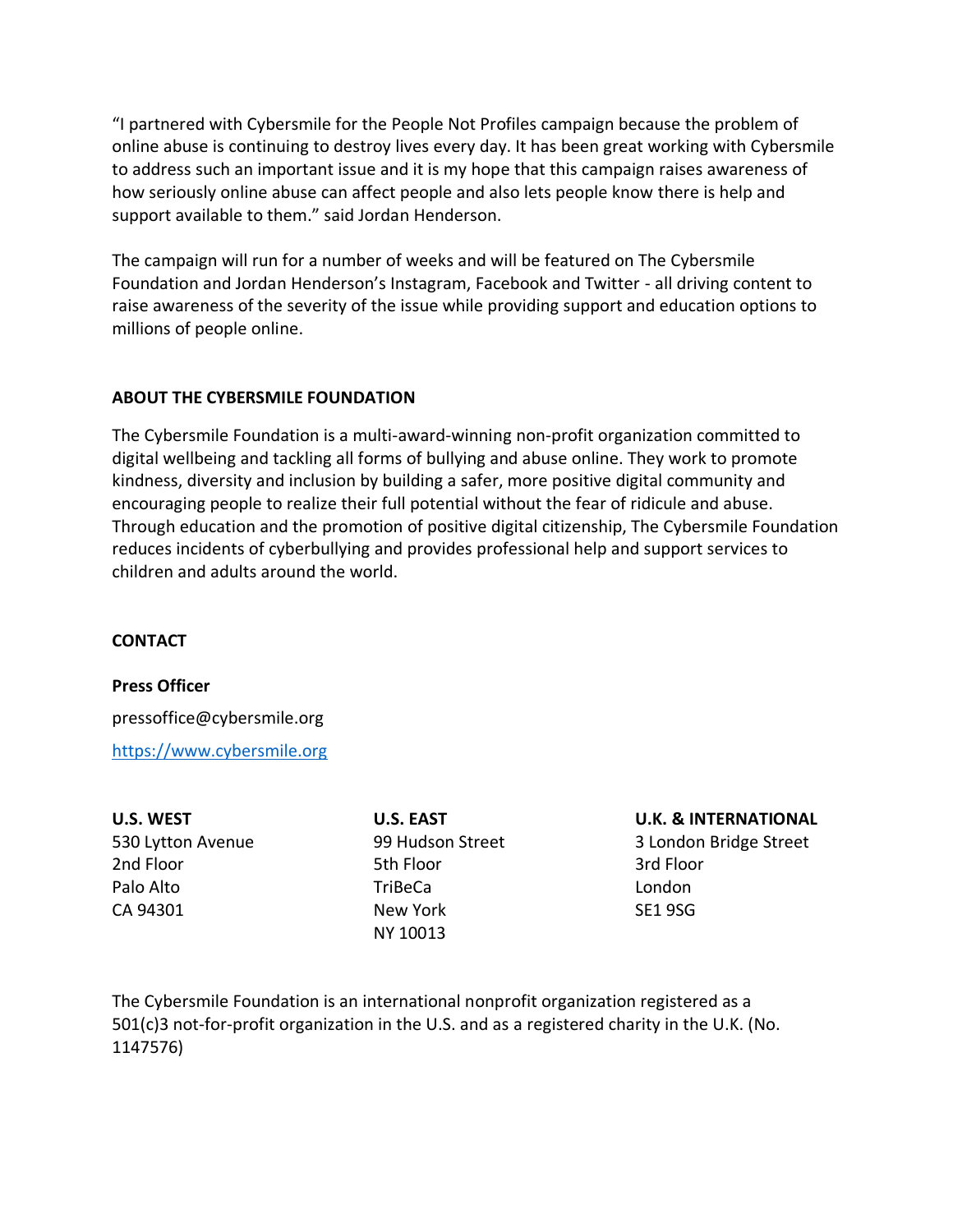"I partnered with Cybersmile for the People Not Profiles campaign because the problem of online abuse is continuing to destroy lives every day. It has been great working with Cybersmile to address such an important issue and it is my hope that this campaign raises awareness of how seriously online abuse can affect people and also lets people know there is help and support available to them." said Jordan Henderson.

The campaign will run for a number of weeks and will be featured on The Cybersmile Foundation and Jordan Henderson's Instagram, Facebook and Twitter - all driving content to raise awareness of the severity of the issue while providing support and education options to millions of people online.

**ABOUT THE CYBERSMILE FOUNDATION**

The Cybersmile Foundation is a multi-award-winning non-profit organization committed to digital wellbeing and tackling all forms of bullying and abuse online. They work to promote kindness, diversity and inclusion by building a safer, more positive digital community and encouraging people to realize their full potential without the fear of ridicule and abuse. Through education and the promotion of positive digital citizenship, The Cybersmile Foundation reduces incidents of cyberbullying and provides professional help and support services to children and adults around the world.

**CONTACT**

**Press Officer**

pressoffice@cybersmile.org

https://www.cybersmile.org

**U.S. WEST**
530 Lytton Avenue
2nd Floor
Palo Alto
CA 94301

**U.S. EAST**
99 Hudson Street
5th Floor
TriBeCa
New York
NY 10013

**U.K. & INTERNATIONAL**
3 London Bridge Street
3rd Floor
London
SE1 9SG

The Cybersmile Foundation is an international nonprofit organization registered as a 501(c)3 not-for-profit organization in the U.S. and as a registered charity in the U.K. (No. 1147576)